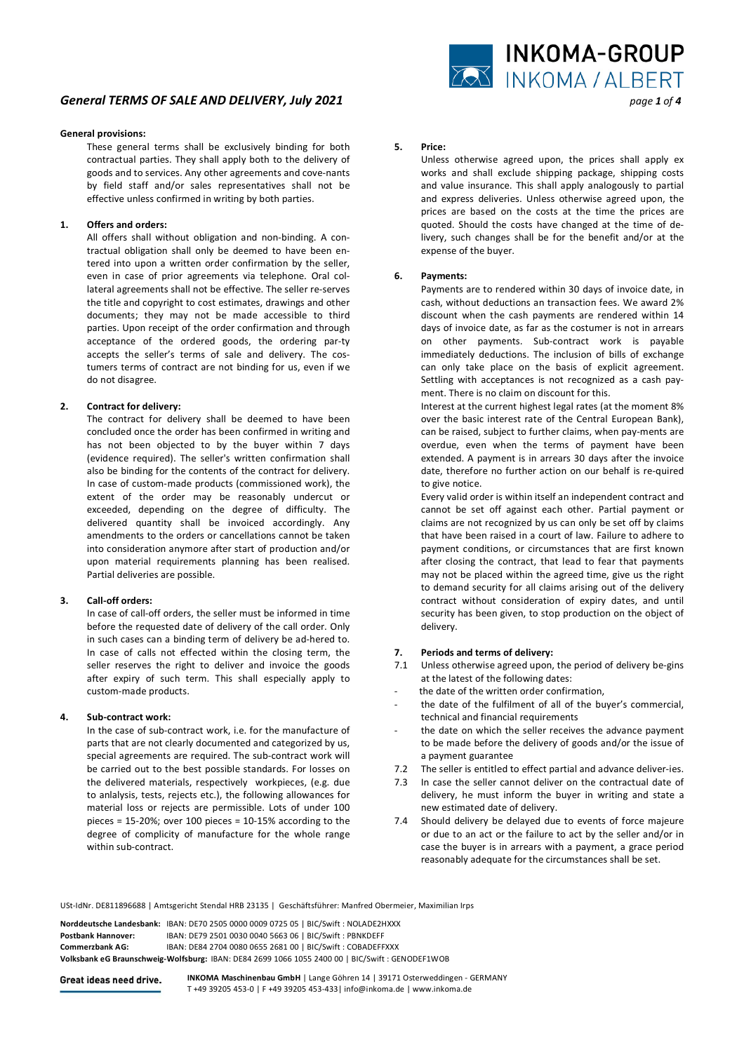# General TERMS OF SALE AND DELIVERY, July 2021

**General provisions:**

These general terms shall be exclusively binding for both contractual parties. They shall apply both to the delivery of goods and to services. Any other agreements and cove-nants by field staff and/or sales representatives shall not be effective unless confirmed in writing by both parties.

**1. Offers and orders:**

All offers shall without obligation and non-binding. A con-tractual obligation shall only be deemed to have been en-tered into upon a written order confirmation by the seller, even in case of prior agreements via telephone. Oral col-lateral agreements shall not be effective. The seller re-serves the title and copyright to cost estimates, drawings and other documents; they may not be made accessible to third parties. Upon receipt of the order confirmation and through acceptance of the ordered goods, the ordering par-ty accepts the seller's terms of sale and delivery. The cos-tumers terms of contract are not binding for us, even if we do not disagree.

**2. Contract for delivery:**

The contract for delivery shall be deemed to have been concluded once the order has been confirmed in writing and has not been objected to by the buyer within 7 days (evidence required). The seller's written confirmation shall also be binding for the contents of the contract for delivery. In case of custom-made products (commissioned work), the extent of the order may be reasonably undercut or exceeded, depending on the degree of difficulty. The delivered quantity shall be invoiced accordingly. Any amendments to the orders or cancellations cannot be taken into consideration anymore after start of production and/or upon material requirements planning has been realised. Partial deliveries are possible.

**3. Call-off orders:**

In case of call-off orders, the seller must be informed in time before the requested date of delivery of the call order. Only in such cases can a binding term of delivery be ad-hered to. In case of calls not effected within the closing term, the seller reserves the right to deliver and invoice the goods after expiry of such term. This shall especially apply to custom-made products.

**4. Sub-contract work:**

In the case of sub-contract work, i.e. for the manufacture of parts that are not clearly documented and categorized by us, special agreements are required. The sub-contract work will be carried out to the best possible standards. For losses on the delivered materials, respectively workpieces, (e.g. due to anlalysis, tests, rejects etc.), the following allowances for material loss or rejects are permissible. Lots of under 100 pieces = 15-20%; over 100 pieces = 10-15% according to the degree of complicity of manufacture for the whole range within sub-contract.

**5. Price:**

Unless otherwise agreed upon, the prices shall apply ex works and shall exclude shipping package, shipping costs and value insurance. This shall apply analogously to partial and express deliveries. Unless otherwise agreed upon, the prices are based on the costs at the time the prices are quoted. Should the costs have changed at the time of de-livery, such changes shall be for the benefit and/or at the expense of the buyer.

**6. Payments:**

Payments are to rendered within 30 days of invoice date, in cash, without deductions an transaction fees. We award 2% discount when the cash payments are rendered within 14 days of invoice date, as far as the costumer is not in arrears on other payments. Sub-contract work is payable immediately deductions. The inclusion of bills of exchange can only take place on the basis of explicit agreement. Settling with acceptances is not recognized as a cash pay-ment. There is no claim on discount for this.

Interest at the current highest legal rates (at the moment 8% over the basic interest rate of the Central European Bank), can be raised, subject to further claims, when pay-ments are overdue, even when the terms of payment have been extended. A payment is in arrears 30 days after the invoice date, therefore no further action on our behalf is re-quired to give notice.

Every valid order is within itself an independent contract and cannot be set off against each other. Partial payment or claims are not recognized by us can only be set off by claims that have been raised in a court of law. Failure to adhere to payment conditions, or circumstances that are first known after closing the contract, that lead to fear that payments may not be placed within the agreed time, give us the right to demand security for all claims arising out of the delivery contract without consideration of expiry dates, and until security has been given, to stop production on the object of delivery.

**7. Periods and terms of delivery:**

7.1 Unless otherwise agreed upon, the period of delivery be-gins at the latest of the following dates:

- the date of the written order confirmation,
- the date of the fulfilment of all of the buyer's commercial, technical and financial requirements
- the date on which the seller receives the advance payment to be made before the delivery of goods and/or the issue of a payment guarantee

7.2 The seller is entitled to effect partial and advance deliver-ies.

7.3 In case the seller cannot deliver on the contractual date of delivery, he must inform the buyer in writing and state a new estimated date of delivery.

7.4 Should delivery be delayed due to events of force majeure or due to an act or the failure to act by the seller and/or in case the buyer is in arrears with a payment, a grace period reasonably adequate for the circumstances shall be set.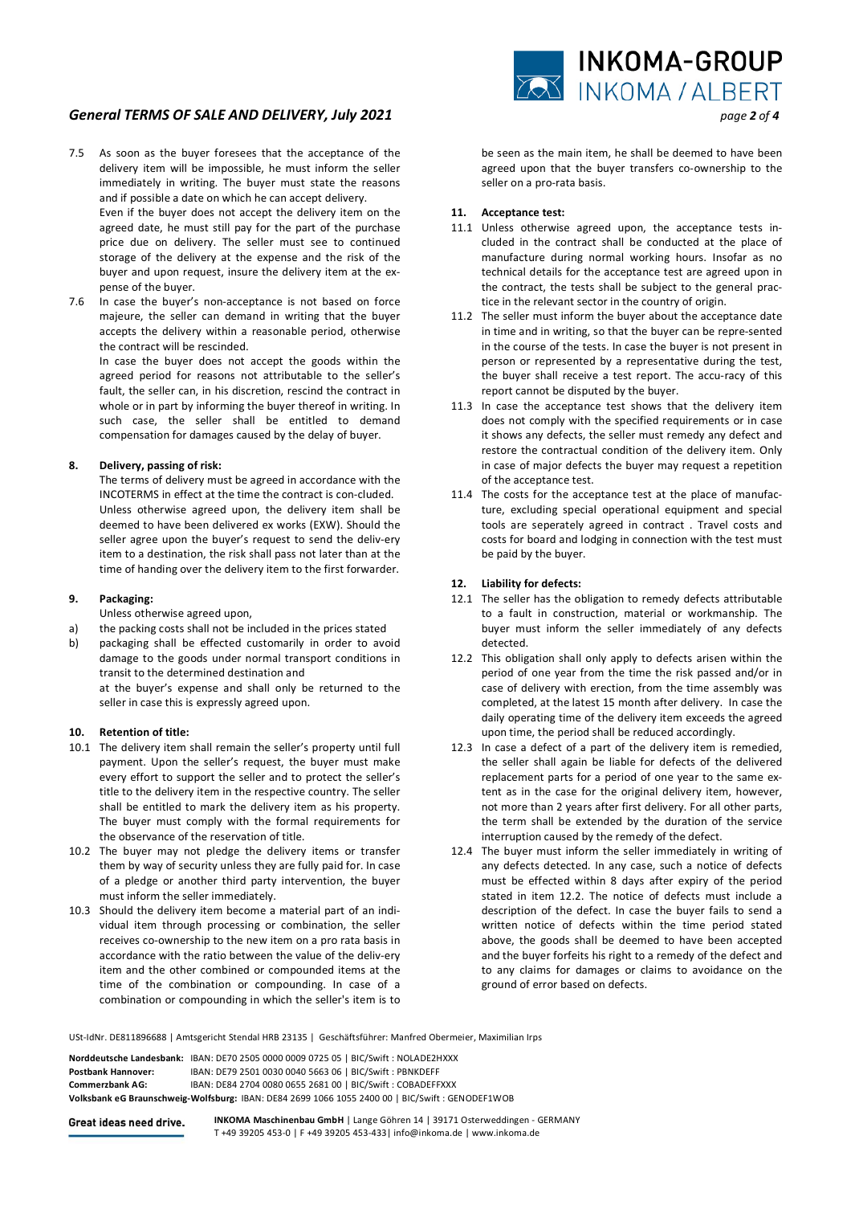7.5 As soon as the buyer foresees that the acceptance of the delivery item will be impossible, he must inform the seller immediately in writing. The buyer must state the reasons and if possible a date on which he can accept delivery.
Even if the buyer does not accept the delivery item on the agreed date, he must still pay for the part of the purchase price due on delivery. The seller must see to continued storage of the delivery at the expense and the risk of the buyer and upon request, insure the delivery item at the expense of the buyer.

7.6 In case the buyer's non-acceptance is not based on force majeure, the seller can demand in writing that the buyer accepts the delivery within a reasonable period, otherwise the contract will be rescinded.
In case the buyer does not accept the goods within the agreed period for reasons not attributable to the seller's fault, the seller can, in his discretion, rescind the contract in whole or in part by informing the buyer thereof in writing. In such case, the seller shall be entitled to demand compensation for damages caused by the delay of buyer.

#### 8. Delivery, passing of risk:

The terms of delivery must be agreed in accordance with the INCOTERMS in effect at the time the contract is con-cluded.
Unless otherwise agreed upon, the delivery item shall be deemed to have been delivered ex works (EXW). Should the seller agree upon the buyer's request to send the deliv-ery item to a destination, the risk shall pass not later than at the time of handing over the delivery item to the first forwarder.

#### 9. Packaging:

Unless otherwise agreed upon,

a) the packing costs shall not be included in the prices stated
b) packaging shall be effected customarily in order to avoid damage to the goods under normal transport conditions in transit to the determined destination and
at the buyer's expense and shall only be returned to the seller in case this is expressly agreed upon.

#### 10. Retention of title:

10.1 The delivery item shall remain the seller's property until full payment. Upon the seller's request, the buyer must make every effort to support the seller and to protect the seller's title to the delivery item in the respective country. The seller shall be entitled to mark the delivery item as his property. The buyer must comply with the formal requirements for the observance of the reservation of title.

10.2 The buyer may not pledge the delivery items or transfer them by way of security unless they are fully paid for. In case of a pledge or another third party intervention, the buyer must inform the seller immediately.

10.3 Should the delivery item become a material part of an individual item through processing or combination, the seller receives co-ownership to the new item on a pro rata basis in accordance with the ratio between the value of the deliv-ery item and the other combined or compounded items at the time of the combination or compounding. In case of a combination or compounding in which the seller's item is to be seen as the main item, he shall be deemed to have been agreed upon that the buyer transfers co-ownership to the seller on a pro-rata basis.

#### 11. Acceptance test:

11.1 Unless otherwise agreed upon, the acceptance tests in-cluded in the contract shall be conducted at the place of manufacture during normal working hours. Insofar as no technical details for the acceptance test are agreed upon in the contract, the tests shall be subject to the general practice in the relevant sector in the country of origin.

11.2 The seller must inform the buyer about the acceptance date in time and in writing, so that the buyer can be repre-sented in the course of the tests. In case the buyer is not present in person or represented by a representative during the test, the buyer shall receive a test report. The accu-racy of this report cannot be disputed by the buyer.

11.3 In case the acceptance test shows that the delivery item does not comply with the specified requirements or in case it shows any defects, the seller must remedy any defect and restore the contractual condition of the delivery item. Only in case of major defects the buyer may request a repetition of the acceptance test.

11.4 The costs for the acceptance test at the place of manufac-ture, excluding special operational equipment and special tools are seperately agreed in contract . Travel costs and costs for board and lodging in connection with the test must be paid by the buyer.

#### 12. Liability for defects:

12.1 The seller has the obligation to remedy defects attributable to a fault in construction, material or workmanship. The buyer must inform the seller immediately of any defects detected.

12.2 This obligation shall only apply to defects arisen within the period of one year from the time the risk passed and/or in case of delivery with erection, from the time assembly was completed, at the latest 15 month after delivery. In case the daily operating time of the delivery item exceeds the agreed upon time, the period shall be reduced accordingly.

12.3 In case a defect of a part of the delivery item is remedied, the seller shall again be liable for defects of the delivered replacement parts for a period of one year to the same extent as in the case for the original delivery item, however, not more than 2 years after first delivery. For all other parts, the term shall be extended by the duration of the service interruption caused by the remedy of the defect.

12.4 The buyer must inform the seller immediately in writing of any defects detected. In any case, such a notice of defects must be effected within 8 days after expiry of the period stated in item 12.2. The notice of defects must include a description of the defect. In case the buyer fails to send a written notice of defects within the time period stated above, the goods shall be deemed to have been accepted and the buyer forfeits his right to a remedy of the defect and to any claims for damages or claims to avoidance on the ground of error based on defects.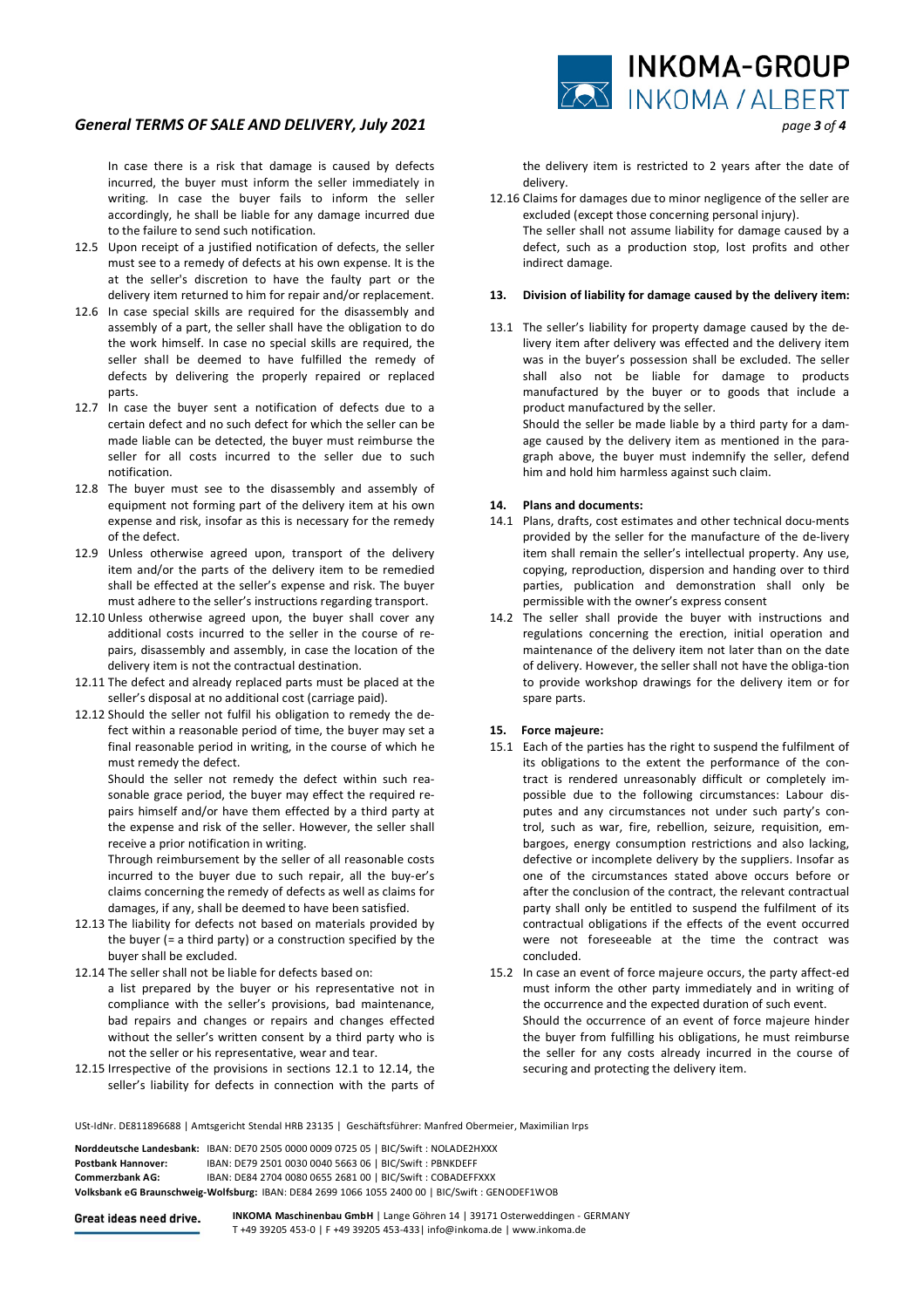In case there is a risk that damage is caused by defects incurred, the buyer must inform the seller immediately in writing. In case the buyer fails to inform the seller accordingly, he shall be liable for any damage incurred due to the failure to send such notification.

12.5 Upon receipt of a justified notification of defects, the seller must see to a remedy of defects at his own expense. It is the at the seller's discretion to have the faulty part or the delivery item returned to him for repair and/or replacement.

12.6 In case special skills are required for the disassembly and assembly of a part, the seller shall have the obligation to do the work himself. In case no special skills are required, the seller shall be deemed to have fulfilled the remedy of defects by delivering the properly repaired or replaced parts.

12.7 In case the buyer sent a notification of defects due to a certain defect and no such defect for which the seller can be made liable can be detected, the buyer must reimburse the seller for all costs incurred to the seller due to such notification.

12.8 The buyer must see to the disassembly and assembly of equipment not forming part of the delivery item at his own expense and risk, insofar as this is necessary for the remedy of the defect.

12.9 Unless otherwise agreed upon, transport of the delivery item and/or the parts of the delivery item to be remedied shall be effected at the seller's expense and risk. The buyer must adhere to the seller's instructions regarding transport.

12.10 Unless otherwise agreed upon, the buyer shall cover any additional costs incurred to the seller in the course of repairs, disassembly and assembly, in case the location of the delivery item is not the contractual destination.

12.11 The defect and already replaced parts must be placed at the seller's disposal at no additional cost (carriage paid).

12.12 Should the seller not fulfil his obligation to remedy the defect within a reasonable period of time, the buyer may set a final reasonable period in writing, in the course of which he must remedy the defect.

Should the seller not remedy the defect within such reasonable grace period, the buyer may effect the required repairs himself and/or have them effected by a third party at the expense and risk of the seller. However, the seller shall receive a prior notification in writing.

Through reimbursement by the seller of all reasonable costs incurred to the buyer due to such repair, all the buy-er's claims concerning the remedy of defects as well as claims for damages, if any, shall be deemed to have been satisfied.

12.13 The liability for defects not based on materials provided by the buyer (= a third party) or a construction specified by the buyer shall be excluded.

12.14 The seller shall not be liable for defects based on:

a list prepared by the buyer or his representative not in compliance with the seller's provisions, bad maintenance, bad repairs and changes or repairs and changes effected without the seller's written consent by a third party who is not the seller or his representative, wear and tear.

12.15 Irrespective of the provisions in sections 12.1 to 12.14, the seller's liability for defects in connection with the parts of the delivery item is restricted to 2 years after the date of delivery.

12.16 Claims for damages due to minor negligence of the seller are excluded (except those concerning personal injury).

The seller shall not assume liability for damage caused by a defect, such as a production stop, lost profits and other indirect damage.

## 13. Division of liability for damage caused by the delivery item:

13.1 The seller's liability for property damage caused by the delivery item after delivery was effected and the delivery item was in the buyer's possession shall be excluded. The seller shall also not be liable for damage to products manufactured by the buyer or to goods that include a product manufactured by the seller.

Should the seller be made liable by a third party for a damage caused by the delivery item as mentioned in the paragraph above, the buyer must indemnify the seller, defend him and hold him harmless against such claim.

## 14. Plans and documents:

14.1 Plans, drafts, cost estimates and other technical docu-ments provided by the seller for the manufacture of the de-livery item shall remain the seller's intellectual property. Any use, copying, reproduction, dispersion and handing over to third parties, publication and demonstration shall only be permissible with the owner's express consent

14.2 The seller shall provide the buyer with instructions and regulations concerning the erection, initial operation and maintenance of the delivery item not later than on the date of delivery. However, the seller shall not have the obliga-tion to provide workshop drawings for the delivery item or for spare parts.

## 15. Force majeure:

15.1 Each of the parties has the right to suspend the fulfilment of its obligations to the extent the performance of the contract is rendered unreasonably difficult or completely impossible due to the following circumstances: Labour disputes and any circumstances not under such party's control, such as war, fire, rebellion, seizure, requisition, embargoes, energy consumption restrictions and also lacking, defective or incomplete delivery by the suppliers. Insofar as one of the circumstances stated above occurs before or after the conclusion of the contract, the relevant contractual party shall only be entitled to suspend the fulfilment of its contractual obligations if the effects of the event occurred were not foreseeable at the time the contract was concluded.

15.2 In case an event of force majeure occurs, the party affect-ed must inform the other party immediately and in writing of the occurrence and the expected duration of such event.

Should the occurrence of an event of force majeure hinder the buyer from fulfilling his obligations, he must reimburse the seller for any costs already incurred in the course of securing and protecting the delivery item.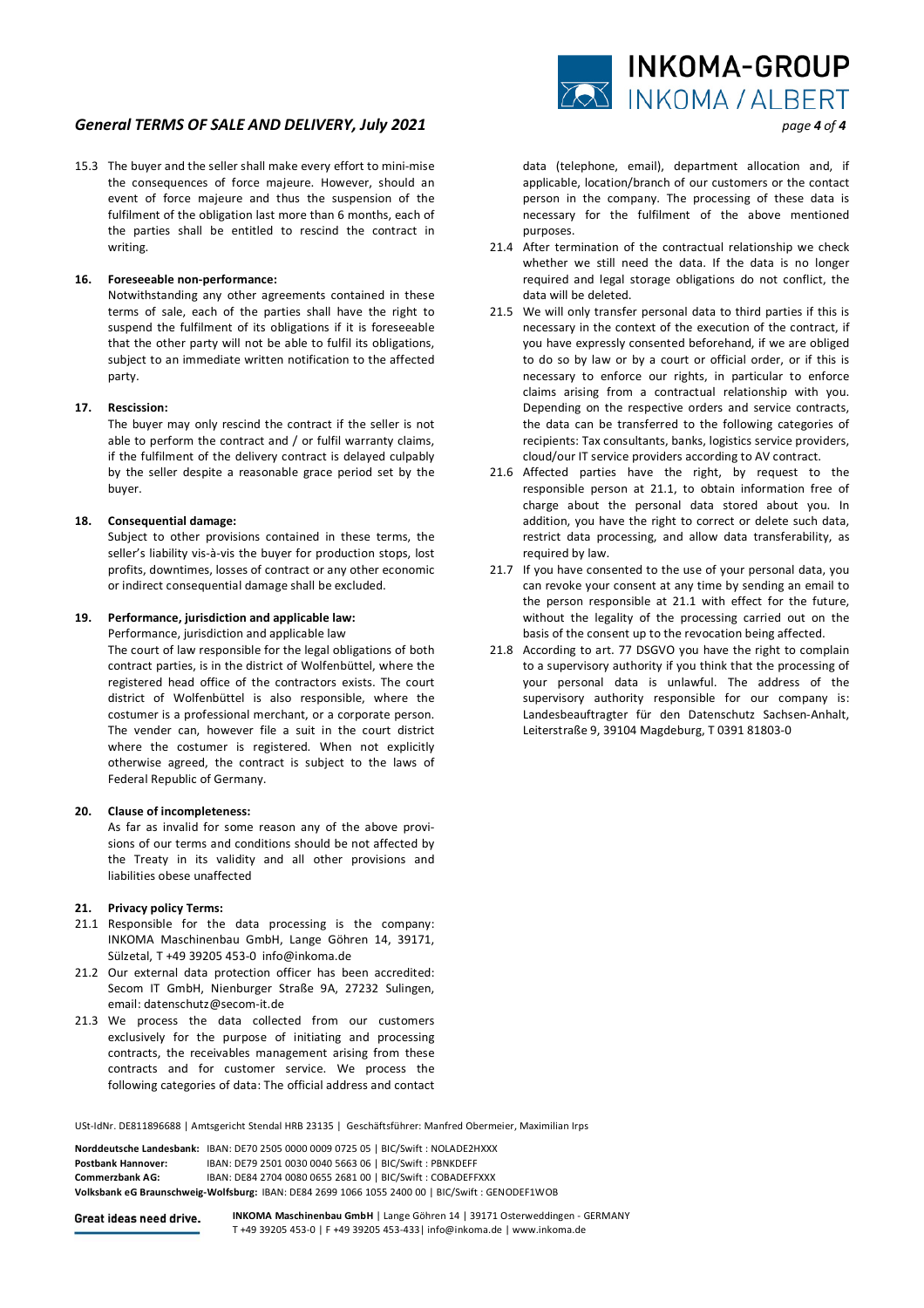15.3 The buyer and the seller shall make every effort to mini-mise the consequences of force majeure. However, should an event of force majeure and thus the suspension of the fulfilment of the obligation last more than 6 months, each of the parties shall be entitled to rescind the contract in writing.

**16. Foreseeable non-performance:**

Notwithstanding any other agreements contained in these terms of sale, each of the parties shall have the right to suspend the fulfilment of its obligations if it is foreseeable that the other party will not be able to fulfil its obligations, subject to an immediate written notification to the affected party.

**17. Rescission:**

The buyer may only rescind the contract if the seller is not able to perform the contract and / or fulfil warranty claims, if the fulfilment of the delivery contract is delayed culpably by the seller despite a reasonable grace period set by the buyer.

**18. Consequential damage:**

Subject to other provisions contained in these terms, the seller's liability vis-à-vis the buyer for production stops, lost profits, downtimes, losses of contract or any other economic or indirect consequential damage shall be excluded.

**19. Performance, jurisdiction and applicable law:**

Performance, jurisdiction and applicable law

The court of law responsible for the legal obligations of both contract parties, is in the district of Wolfenbüttel, where the registered head office of the contractors exists. The court district of Wolfenbüttel is also responsible, where the costumer is a professional merchant, or a corporate person. The vender can, however file a suit in the court district where the costumer is registered. When not explicitly otherwise agreed, the contract is subject to the laws of Federal Republic of Germany.

**20. Clause of incompleteness:**

As far as invalid for some reason any of the above provi-sions of our terms and conditions should be not affected by the Treaty in its validity and all other provisions and liabilities obese unaffected

**21. Privacy policy Terms:**

21.1 Responsible for the data processing is the company: INKOMA Maschinenbau GmbH, Lange Göhren 14, 39171, Sülzetal, T +49 39205 453-0 info@inkoma.de

21.2 Our external data protection officer has been accredited: Secom IT GmbH, Nienburger Straße 9A, 27232 Sulingen, email: datenschutz@secom-it.de

21.3 We process the data collected from our customers exclusively for the purpose of initiating and processing contracts, the receivables management arising from these contracts and for customer service. We process the following categories of data: The official address and contact data (telephone, email), department allocation and, if applicable, location/branch of our customers or the contact person in the company. The processing of these data is necessary for the fulfilment of the above mentioned purposes.

21.4 After termination of the contractual relationship we check whether we still need the data. If the data is no longer required and legal storage obligations do not conflict, the data will be deleted.

21.5 We will only transfer personal data to third parties if this is necessary in the context of the execution of the contract, if you have expressly consented beforehand, if we are obliged to do so by law or by a court or official order, or if this is necessary to enforce our rights, in particular to enforce claims arising from a contractual relationship with you. Depending on the respective orders and service contracts, the data can be transferred to the following categories of recipients: Tax consultants, banks, logistics service providers, cloud/our IT service providers according to AV contract.

21.6 Affected parties have the right, by request to the responsible person at 21.1, to obtain information free of charge about the personal data stored about you. In addition, you have the right to correct or delete such data, restrict data processing, and allow data transferability, as required by law.

21.7 If you have consented to the use of your personal data, you can revoke your consent at any time by sending an email to the person responsible at 21.1 with effect for the future, without the legality of the processing carried out on the basis of the consent up to the revocation being affected.

21.8 According to art. 77 DSGVO you have the right to complain to a supervisory authority if you think that the processing of your personal data is unlawful. The address of the supervisory authority responsible for our company is: Landesbeauftragter für den Datenschutz Sachsen-Anhalt, Leiterstraße 9, 39104 Magdeburg, T 0391 81803-0